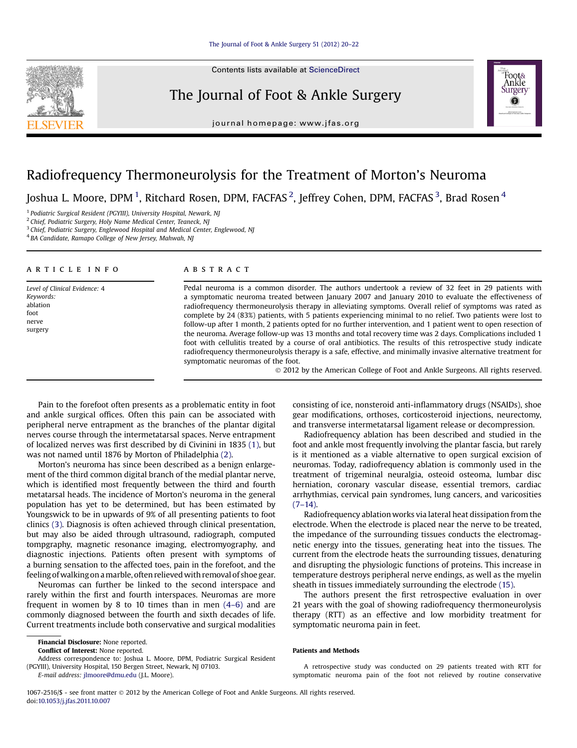# Radiofrequency Thermoneurolysis for the Treatment of Morton's Neuroma

Joshua L. Moore, DPM [1], Ritchard Rosen, DPM, FACFAS [2], Jeffrey Cohen, DPM, FACFAS [3], Brad Rosen [4]

[1] Podiatric Surgical Resident (PGYIII), University Hospital, Newark, NJ
[2] Chief, Podiatric Surgery, Holy Name Medical Center, Teaneck, NJ
[3] Chief, Podiatric Surgery, Englewood Hospital and Medical Center, Englewood, NJ
[4] BA Candidate, Ramapo College of New Jersey, Mahwah, NJ

## ARTICLE INFO

Level of Clinical Evidence: 4

*Keywords:*
ablation
foot
nerve
surgery

## ABSTRACT

Pedal neuroma is a common disorder. The authors undertook a review of 32 feet in 29 patients with a symptomatic neuroma treated between January 2007 and January 2010 to evaluate the effectiveness of radiofrequency thermoneurolysis therapy in alleviating symptoms. Overall relief of symptoms was rated as complete by 24 (83%) patients, with 5 patients experiencing minimal to no relief. Two patients were lost to follow-up after 1 month, 2 patients opted for no further intervention, and 1 patient went to open resection of the neuroma. Average follow-up was 13 months and total recovery time was 2 days. Complications included 1 foot with cellulitis treated by a course of oral antibiotics. The results of this retrospective study indicate radiofrequency thermoneurolysis therapy is a safe, effective, and minimally invasive alternative treatment for symptomatic neuromas of the foot.

© 2012 by the American College of Foot and Ankle Surgeons. All rights reserved.

Pain to the forefoot often presents as a problematic entity in foot and ankle surgical offices. Often this pain can be associated with peripheral nerve entrapment as the branches of the plantar digital nerves course through the intermetatarsal spaces. Nerve entrapment of localized nerves was first described by di Civinini in 1835 (1), but was not named until 1876 by Morton of Philadelphia (2).

Morton's neuroma has since been described as a benign enlargement of the third common digital branch of the medial plantar nerve, which is identified most frequently between the third and fourth metatarsal heads. The incidence of Morton's neuroma in the general population has yet to be determined, but has been estimated by Youngswick to be in upwards of 9% of all presenting patients to foot clinics (3). Diagnosis is often achieved through clinical presentation, but may also be aided through ultrasound, radiograph, computed tompgraphy, magnetic resonance imaging, electromyography, and diagnostic injections. Patients often present with symptoms of a burning sensation to the affected toes, pain in the forefoot, and the feeling of walking on a marble, often relieved with removal of shoe gear.

Neuromas can further be linked to the second interspace and rarely within the first and fourth interspaces. Neuromas are more frequent in women by 8 to 10 times than in men (4–6) and are commonly diagnosed between the fourth and sixth decades of life. Current treatments include both conservative and surgical modalities consisting of ice, nonsteroid anti-inflammatory drugs (NSAIDs), shoe gear modifications, orthoses, corticosteroid injections, neurectomy, and transverse intermetatarsal ligament release or decompression.

Radiofrequency ablation has been described and studied in the foot and ankle most frequently involving the plantar fascia, but rarely is it mentioned as a viable alternative to open surgical excision of neuromas. Today, radiofrequency ablation is commonly used in the treatment of trigeminal neuralgia, osteoid osteoma, lumbar disc herniation, coronary vascular disease, essential tremors, cardiac arrhythmias, cervical pain syndromes, lung cancers, and varicosities (7–14).

Radiofrequency ablation works via lateral heat dissipation from the electrode. When the electrode is placed near the nerve to be treated, the impedance of the surrounding tissues conducts the electromagnetic energy into the tissues, generating heat into the tissues. The current from the electrode heats the surrounding tissues, denaturing and disrupting the physiologic functions of proteins. This increase in temperature destroys peripheral nerve endings, as well as the myelin sheath in tissues immediately surrounding the electrode (15).

The authors present the first retrospective evaluation in over 21 years with the goal of showing radiofrequency thermoneurolysis therapy (RTT) as an effective and low morbidity treatment for symptomatic neuroma pain in feet.

### Patients and Methods

A retrospective study was conducted on 29 patients treated with RTT for symptomatic neuroma pain of the foot not relieved by routine conservative

**Financial Disclosure:** None reported.
**Conflict of Interest:** None reported.
Address correspondence to: Joshua L. Moore, DPM, Podiatric Surgical Resident (PGYIII), University Hospital, 150 Bergen Street, Newark, NJ 07103.
*E-mail address:* jlmoore@dmu.edu (J.L. Moore).

1067-2516/$ - see front matter © 2012 by the American College of Foot and Ankle Surgeons. All rights reserved.
doi:10.1053/j.jfas.2011.10.007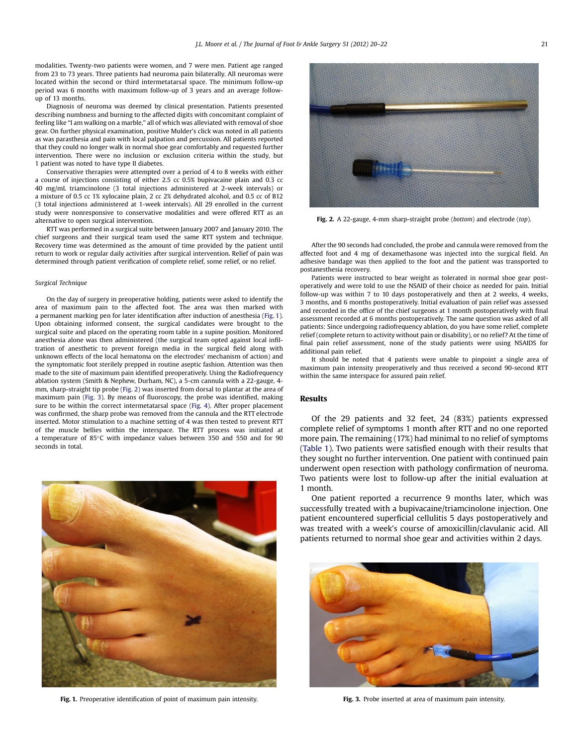modalities. Twenty-two patients were women, and 7 were men. Patient age ranged from 23 to 73 years. Three patients had neuroma pain bilaterally. All neuromas were located within the second or third intermetatarsal space. The minimum follow-up period was 6 months with maximum follow-up of 3 years and an average follow-up of 13 months.

Diagnosis of neuroma was deemed by clinical presentation. Patients presented describing numbness and burning to the affected digits with concomitant complaint of feeling like "I am walking on a marble," all of which was alleviated with removal of shoe gear. On further physical examination, positive Mulder's click was noted in all patients as was parasthesia and pain with local palpation and percussion. All patients reported that they could no longer walk in normal shoe gear comfortably and requested further intervention. There were no inclusion or exclusion criteria within the study, but 1 patient was noted to have type II diabetes.

Conservative therapies were attempted over a period of 4 to 8 weeks with either a course of injections consisting of either 2.5 cc 0.5% bupivacaine plain and 0.3 cc 40 mg/mL triamcinolone (3 total injections administered at 2-week intervals) or a mixture of 0.5 cc 1% xylocaine plain, 2 cc 2% dehydrated alcohol, and 0.5 cc of B12 (3 total injections administered at 1-week intervals). All 29 enrolled in the current study were nonresponsive to conservative modalities and were offered RTT as an alternative to open surgical intervention.

RTT was performed in a surgical suite between January 2007 and January 2010. The chief surgeons and their surgical team used the same RTT system and technique. Recovery time was determined as the amount of time provided by the patient until return to work or regular daily activities after surgical intervention. Relief of pain was determined through patient verification of complete relief, some relief, or no relief.

### *Surgical Technique*

On the day of surgery in preoperative holding, patients were asked to identify the area of maximum pain to the affected foot. The area was then marked with a permanent marking pen for later identification after induction of anesthesia (Fig. 1). Upon obtaining informed consent, the surgical candidates were brought to the surgical suite and placed on the operating room table in a supine position. Monitored anesthesia alone was then administered (the surgical team opted against local infiltration of anesthetic to prevent foreign media in the surgical field along with unknown effects of the local hematoma on the electrodes' mechanism of action) and the symptomatic foot sterilely prepped in routine aseptic fashion. Attention was then made to the site of maximum pain identified preoperatively. Using the Radiofrequency ablation system (Smith & Nephew, Durham, NC), a 5-cm cannula with a 22-gauge, 4-mm, sharp-straight tip probe (Fig. 2) was inserted from dorsal to plantar at the area of maximum pain (Fig. 3). By means of fluoroscopy, the probe was identified, making sure to be within the correct intermetatarsal space (Fig. 4). After proper placement was confirmed, the sharp probe was removed from the cannula and the RTT electrode inserted. Motor stimulation to a machine setting of 4 was then tested to prevent RTT of the muscle bellies within the interspace. The RTT process was initiated at a temperature of 85°C with impedance values between 350 and 550 and for 90 seconds in total.

Fig. 1. Preoperative identification of point of maximum pain intensity.

Fig. 2. A 22-gauge, 4-mm sharp-straight probe (*bottom*) and electrode (*top*).

After the 90 seconds had concluded, the probe and cannula were removed from the affected foot and 4 mg of dexamethasone was injected into the surgical field. An adhesive bandage was then applied to the foot and the patient was transported to postanesthesia recovery.

Patients were instructed to bear weight as tolerated in normal shoe gear postoperatively and were told to use the NSAID of their choice as needed for pain. Initial follow-up was within 7 to 10 days postoperatively and then at 2 weeks, 4 weeks, 3 months, and 6 months postoperatively. Initial evaluation of pain relief was assessed and recorded in the office of the chief surgeons at 1 month postoperatively with final assessment recorded at 6 months postoperatively. The same question was asked of all patients: Since undergoing radiofrequency ablation, do you have some relief, complete relief (complete return to activity without pain or disability), or no relief? At the time of final pain relief assessment, none of the study patients were using NSAIDS for additional pain relief.

It should be noted that 4 patients were unable to pinpoint a single area of maximum pain intensity preoperatively and thus received a second 90-second RTT within the same interspace for assured pain relief.

## Results

Of the 29 patients and 32 feet, 24 (83%) patients expressed complete relief of symptoms 1 month after RTT and no one reported more pain. The remaining (17%) had minimal to no relief of symptoms (Table 1). Two patients were satisfied enough with their results that they sought no further intervention. One patient with continued pain underwent open resection with pathology confirmation of neuroma. Two patients were lost to follow-up after the initial evaluation at 1 month.

One patient reported a recurrence 9 months later, which was successfully treated with a bupivacaine/triamcinolone injection. One patient encountered superficial cellulitis 5 days postoperatively and was treated with a week's course of amoxicillin/clavulanic acid. All patients returned to normal shoe gear and activities within 2 days.

Fig. 3. Probe inserted at area of maximum pain intensity.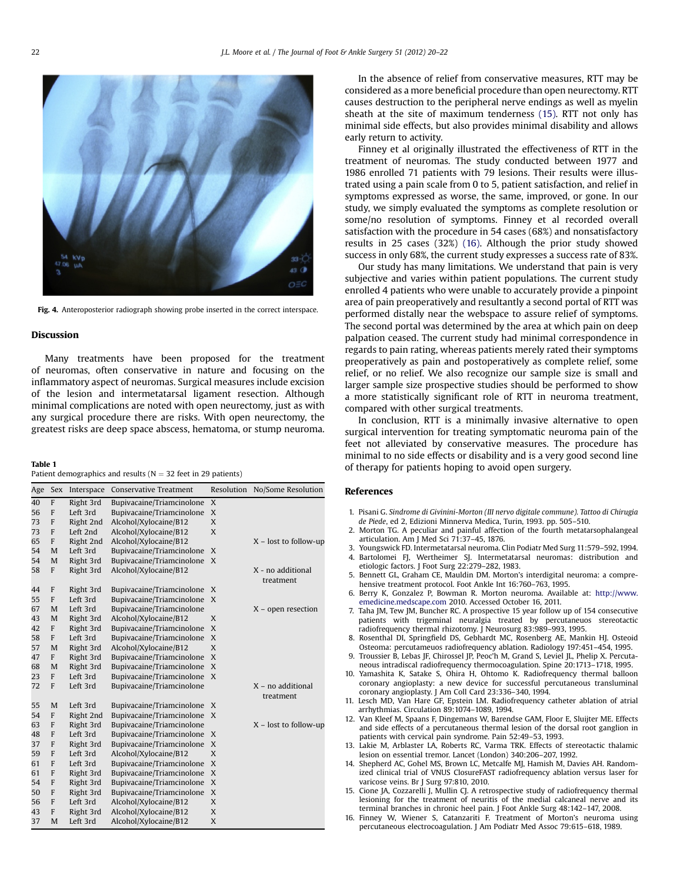Fig. 4. Anteroposterior radiograph showing probe inserted in the correct interspace.

## Discussion

Many treatments have been proposed for the treatment of neuromas, often conservative in nature and focusing on the inflammatory aspect of neuromas. Surgical measures include excision of the lesion and intermetatarsal ligament resection. Although minimal complications are noted with open neurectomy, just as with any surgical procedure there are risks. With open neurectomy, the greatest risks are deep space abscess, hematoma, or stump neuroma.

**Table 1**
Patient demographics and results (N = 32 feet in 29 patients)

| Age | Sex | Interspace | Conservative Treatment | Resolution | No/Some Resolution |
|---|---|---|---|---|---|
| 40 | F | Right 3rd | Bupivacaine/Triamcinolone | X | |
| 56 | F | Left 3rd | Bupivacaine/Triamcinolone | X | |
| 73 | F | Right 2nd | Alcohol/Xylocaine/B12 | X | |
| 73 | F | Left 2nd | Alcohol/Xylocaine/B12 | X | |
| 65 | F | Right 2nd | Alcohol/Xylocaine/B12 | | X – lost to follow-up |
| 54 | M | Left 3rd | Bupivacaine/Triamcinolone | X | |
| 54 | M | Right 3rd | Bupivacaine/Triamcinolone | X | |
| 58 | F | Right 3rd | Alcohol/Xylocaine/B12 | | X - no additional treatment |
| 44 | F | Right 3rd | Bupivacaine/Triamcinolone | X | |
| 55 | F | Left 3rd | Bupivacaine/Triamcinolone | X | |
| 67 | M | Left 3rd | Bupivacaine/Triamcinolone | | X – open resection |
| 43 | M | Right 3rd | Alcohol/Xylocaine/B12 | X | |
| 42 | F | Right 3rd | Bupivacaine/Triamcinolone | X | |
| 58 | F | Left 3rd | Bupivacaine/Triamcinolone | X | |
| 57 | M | Right 3rd | Alcohol/Xylocaine/B12 | X | |
| 47 | F | Right 3rd | Bupivacaine/Triamcinolone | X | |
| 68 | M | Right 3rd | Bupivacaine/Triamcinolone | X | |
| 23 | F | Left 3rd | Bupivacaine/Triamcinolone | X | |
| 72 | F | Left 3rd | Bupivacaine/Triamcinolone | | X – no additional treatment |
| 55 | M | Left 3rd | Bupivacaine/Triamcinolone | X | |
| 54 | F | Right 2nd | Bupivacaine/Triamcinolone | X | |
| 63 | F | Right 3rd | Bupivacaine/Triamcinolone | | X – lost to follow-up |
| 48 | F | Left 3rd | Bupivacaine/Triamcinolone | X | |
| 37 | F | Right 3rd | Bupivacaine/Triamcinolone | X | |
| 59 | F | Left 3rd | Alcohol/Xylocaine/B12 | X | |
| 61 | F | Left 3rd | Bupivacaine/Triamcinolone | X | |
| 61 | F | Right 3rd | Bupivacaine/Triamcinolone | X | |
| 54 | F | Right 3rd | Bupivacaine/Triamcinolone | X | |
| 50 | F | Right 3rd | Bupivacaine/Triamcinolone | X | |
| 56 | F | Left 3rd | Alcohol/Xylocaine/B12 | X | |
| 43 | F | Right 3rd | Alcohol/Xylocaine/B12 | X | |
| 37 | M | Left 3rd | Alcohol/Xylocaine/B12 | X | |

In the absence of relief from conservative measures, RTT may be considered as a more beneficial procedure than open neurectomy. RTT causes destruction to the peripheral nerve endings as well as myelin sheath at the site of maximum tenderness (15). RTT not only has minimal side effects, but also provides minimal disability and allows early return to activity.

Finney et al originally illustrated the effectiveness of RTT in the treatment of neuromas. The study conducted between 1977 and 1986 enrolled 71 patients with 79 lesions. Their results were illustrated using a pain scale from 0 to 5, patient satisfaction, and relief in symptoms expressed as worse, the same, improved, or gone. In our study, we simply evaluated the symptoms as complete resolution or some/no resolution of symptoms. Finney et al recorded overall satisfaction with the procedure in 54 cases (68%) and nonsatisfactory results in 25 cases (32%) (16). Although the prior study showed success in only 68%, the current study expresses a success rate of 83%.

Our study has many limitations. We understand that pain is very subjective and varies within patient populations. The current study enrolled 4 patients who were unable to accurately provide a pinpoint area of pain preoperatively and resultantly a second portal of RTT was performed distally near the webspace to assure relief of symptoms. The second portal was determined by the area at which pain on deep palpation ceased. The current study had minimal correspondence in regards to pain rating, whereas patients merely rated their symptoms preoperatively as pain and postoperatively as complete relief, some relief, or no relief. We also recognize our sample size is small and larger sample size prospective studies should be performed to show a more statistically significant role of RTT in neuroma treatment, compared with other surgical treatments.

In conclusion, RTT is a minimally invasive alternative to open surgical intervention for treating symptomatic neuroma pain of the feet not alleviated by conservative measures. The procedure has minimal to no side effects or disability and is a very good second line of therapy for patients hoping to avoid open surgery.

## References

1. Pisani G. *Sindrome di Givinini-Morton (III nervo digitale commune). Tattoo di Chirugia de Piede*, ed 2, Edizioni Minnerva Medica, Turin, 1993. pp. 505–510.
2. Morton TG. A peculiar and painful affection of the fourth metatarsophalangeal articulation. Am J Med Sci 71:37–45, 1876.
3. Youngswick FD. Intermetatarsal neuroma. Clin Podiatr Med Surg 11:579–592, 1994.
4. Bartolomei FJ, Wertheimer SJ. Intermetatarsal neuromas: distribution and etiologic factors. J Foot Surg 22:279–282, 1983.
5. Bennett GL, Graham CE, Mauldin DM. Morton's interdigital neuroma: a comprehensive treatment protocol. Foot Ankle Int 16:760–763, 1995.
6. Berry K, Gonzalez P, Bowman R. Morton neuroma. Available at: http://www.emedicine.medscape.com 2010. Accessed October 16, 2011.
7. Taha JM, Tew JM, Buncher RC. A prospective 15 year follow up of 154 consecutive patients with trigeminal neuralgia treated by percutaneuos stereotactic radiofrequency thermal rhizotomy. J Neurosurg 83:989–993, 1995.
8. Rosenthal DI, Springfield DS, Gebhardt MC, Rosenberg AE, Mankin HJ. Osteoid Osteoma: percutameuos radiofrequency ablation. Radiology 197:451–454, 1995.
9. Troussier B, Lebas JF, Chirossel JP, Peoc'h M, Grand S, Leviel JL, Phelip X. Percutaneous intradiscal radiofrequency thermocoagulation. Spine 20:1713–1718, 1995.
10. Yamashita K, Satake S, Ohira H, Ohtomo K. Radiofrequency thermal balloon coronary angioplasty: a new device for successful percutaneous transluminal coronary angioplasty. J Am Coll Card 23:336–340, 1994.
11. Lesch MD, Van Hare GF, Epstein LM. Radiofrequency catheter ablation of atrial arrhythmias. Circulation 89:1074–1089, 1994.
12. Van Kleef M, Spaans F, Dingemans W, Barendse GAM, Floor E, Sluijter ME. Effects and side effects of a percutaneous thermal lesion of the dorsal root ganglion in patients with cervical pain syndrome. Pain 52:49–53, 1993.
13. Lakie M, Arblaster LA, Roberts RC, Varma TRK. Effects of stereotactic thalamic lesion on essential tremor. Lancet (London) 340:206–207, 1992.
14. Shepherd AC, Gohel MS, Brown LC, Metcalfe MJ, Hamish M, Davies AH. Randomized clinical trial of VNUS ClosureFAST radiofrequency ablation versus laser for varicose veins. Br J Surg 97:810, 2010.
15. Cione JA, Cozzarelli J, Mullin CJ. A retrospective study of radiofrequency thermal lesioning for the treatment of neuritis of the medial calcaneal nerve and its terminal branches in chronic heel pain. J Foot Ankle Surg 48:142–147, 2008.
16. Finney W, Wiener S, Catanzariti F. Treatment of Morton's neuroma using percutaneous electrocoagulation. J Am Podiatr Med Assoc 79:615–618, 1989.